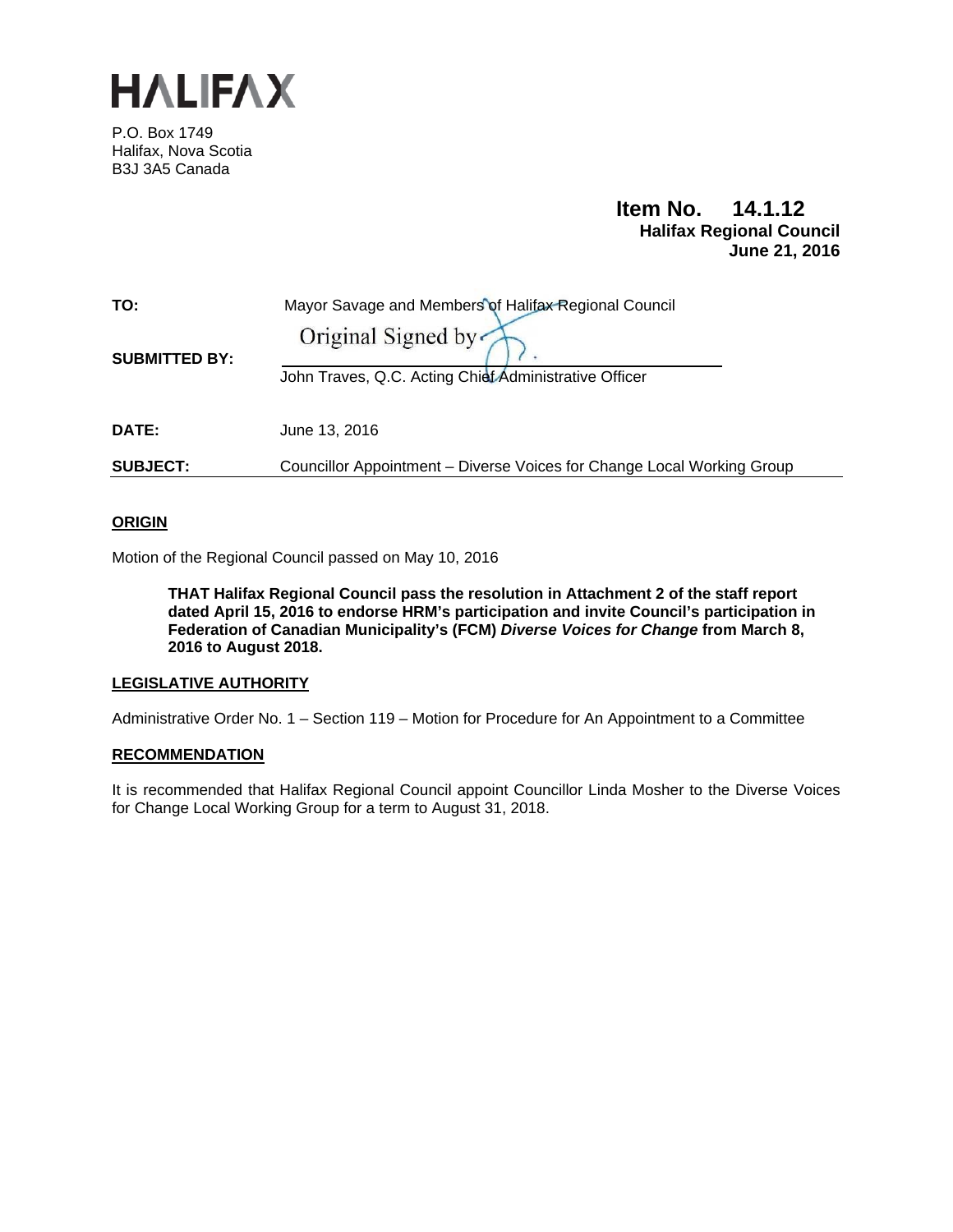# HALIFAX

P.O. Box 1749
Halifax, Nova Scotia
B3J 3A5 Canada

**Item No. 14.1.12**
**Halifax Regional Council**
**June 21, 2016**

**TO:** Mayor Savage and Members of Halifax Regional Council

**SUBMITTED BY:** Original Signed by

John Traves, Q.C. Acting Chief Administrative Officer

**DATE:** June 13, 2016

**SUBJECT:** Councillor Appointment – Diverse Voices for Change Local Working Group

## ORIGIN

Motion of the Regional Council passed on May 10, 2016

> **THAT Halifax Regional Council pass the resolution in Attachment 2 of the staff report dated April 15, 2016 to endorse HRM's participation and invite Council's participation in Federation of Canadian Municipality's (FCM) *Diverse Voices for Change* from March 8, 2016 to August 2018.**

## LEGISLATIVE AUTHORITY

Administrative Order No. 1 – Section 119 – Motion for Procedure for An Appointment to a Committee

## RECOMMENDATION

It is recommended that Halifax Regional Council appoint Councillor Linda Mosher to the Diverse Voices for Change Local Working Group for a term to August 31, 2018.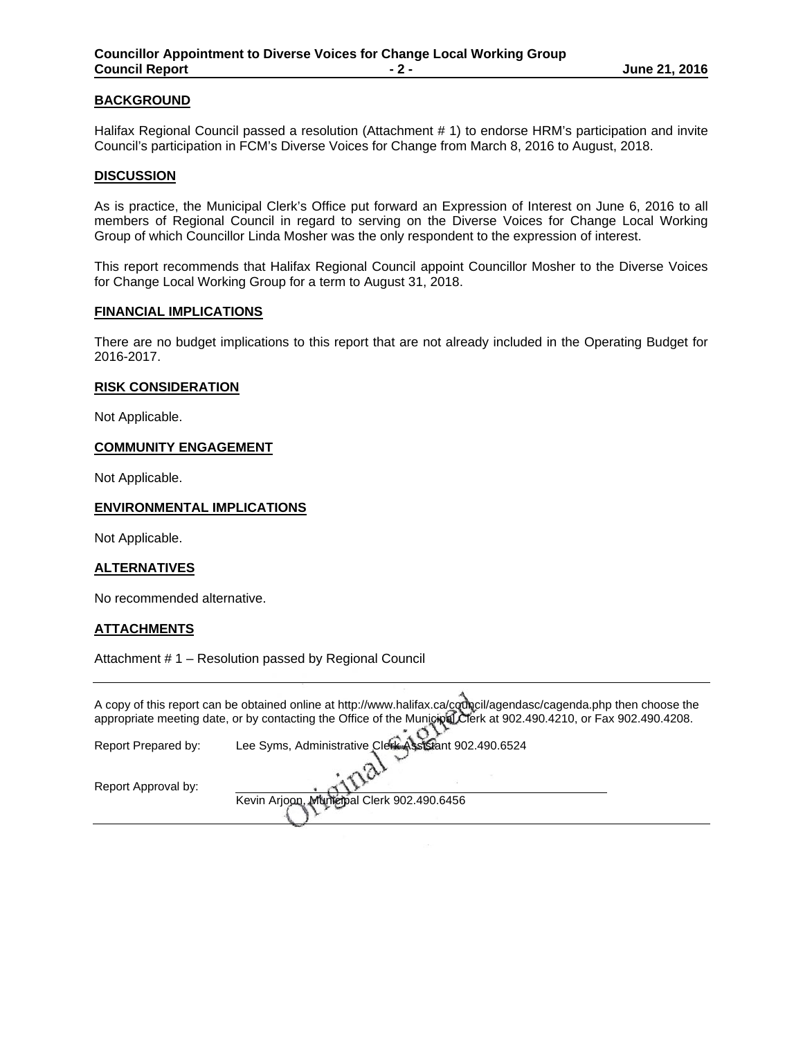## BACKGROUND

Halifax Regional Council passed a resolution (Attachment # 1) to endorse HRM's participation and invite Council's participation in FCM's Diverse Voices for Change from March 8, 2016 to August, 2018.

## DISCUSSION

As is practice, the Municipal Clerk's Office put forward an Expression of Interest on June 6, 2016 to all members of Regional Council in regard to serving on the Diverse Voices for Change Local Working Group of which Councillor Linda Mosher was the only respondent to the expression of interest.

This report recommends that Halifax Regional Council appoint Councillor Mosher to the Diverse Voices for Change Local Working Group for a term to August 31, 2018.

## FINANCIAL IMPLICATIONS

There are no budget implications to this report that are not already included in the Operating Budget for 2016-2017.

## RISK CONSIDERATION

Not Applicable.

## COMMUNITY ENGAGEMENT

Not Applicable.

## ENVIRONMENTAL IMPLICATIONS

Not Applicable.

## ALTERNATIVES

No recommended alternative.

## ATTACHMENTS

Attachment # 1 – Resolution passed by Regional Council

---

A copy of this report can be obtained online at http://www.halifax.ca/council/agendasc/cagenda.php then choose the appropriate meeting date, or by contacting the Office of the Municipal Clerk at 902.490.4210, or Fax 902.490.4208.

Report Prepared by: Lee Syms, Administrative Clerk Assistant 902.490.6524

Report Approval by: Original Signed

Kevin Arjoon, Municipal Clerk 902.490.6456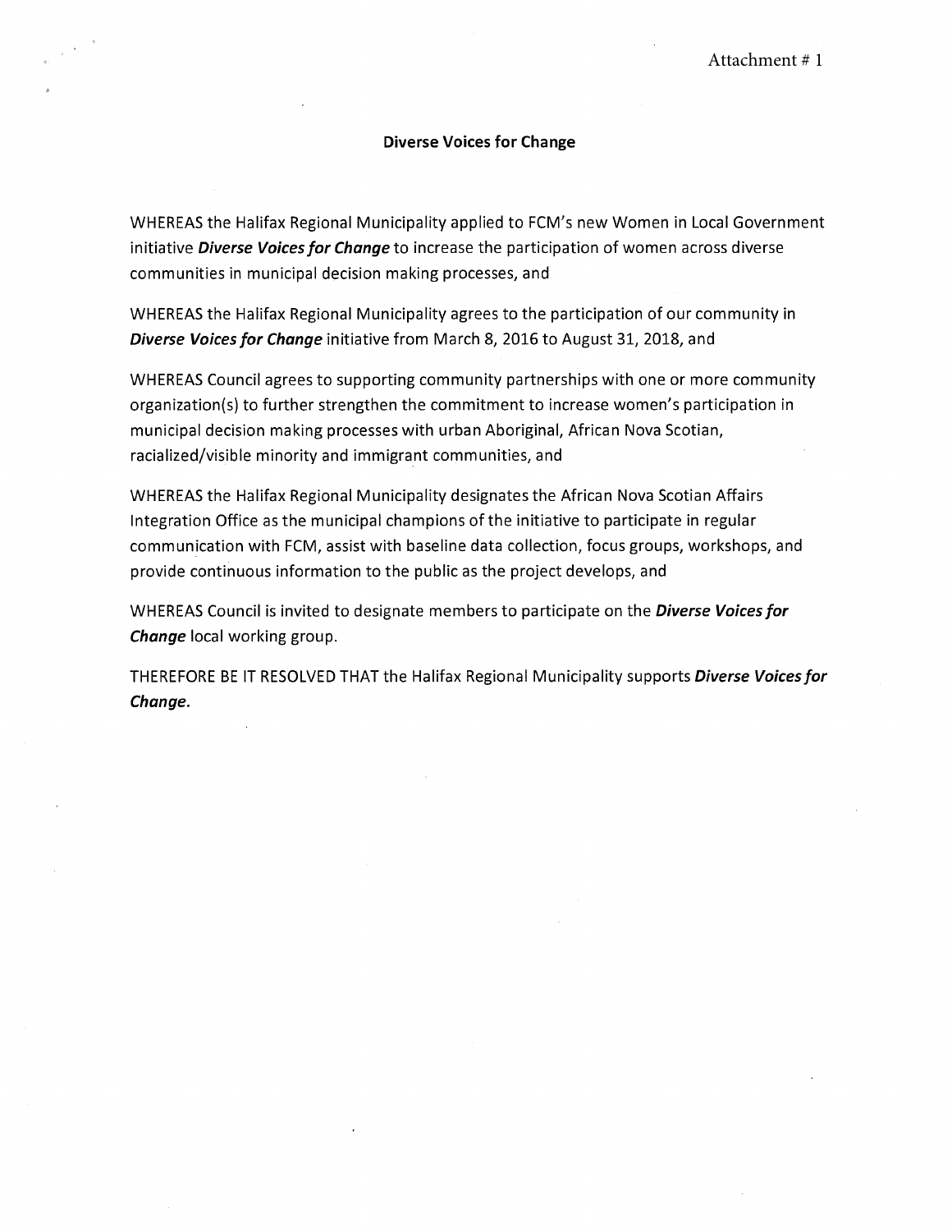Attachment # 1

## Diverse Voices for Change

WHEREAS the Halifax Regional Municipality applied to FCM's new Women in Local Government initiative ***Diverse Voices for Change*** to increase the participation of women across diverse communities in municipal decision making processes, and

WHEREAS the Halifax Regional Municipality agrees to the participation of our community in ***Diverse Voices for Change*** initiative from March 8, 2016 to August 31, 2018, and

WHEREAS Council agrees to supporting community partnerships with one or more community organization(s) to further strengthen the commitment to increase women's participation in municipal decision making processes with urban Aboriginal, African Nova Scotian, racialized/visible minority and immigrant communities, and

WHEREAS the Halifax Regional Municipality designates the African Nova Scotian Affairs Integration Office as the municipal champions of the initiative to participate in regular communication with FCM, assist with baseline data collection, focus groups, workshops, and provide continuous information to the public as the project develops, and

WHEREAS Council is invited to designate members to participate on the ***Diverse Voices for Change*** local working group.

THEREFORE BE IT RESOLVED THAT the Halifax Regional Municipality supports ***Diverse Voices for Change.***